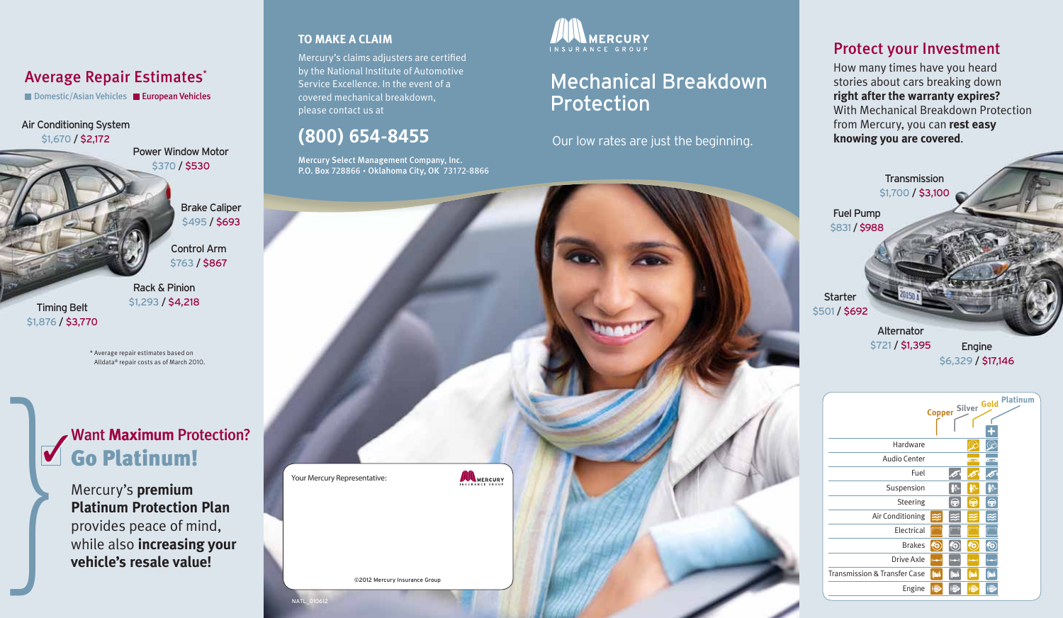## Average Repair Estimates*

Domestic/Asian Vehicles / European Vehicles

| Component | Domestic/Asian Vehicles | European Vehicles |
|---|---|---|
| Air Conditioning System | $1,670 | $2,172 |
| Power Window Motor | $370 | $530 |
| Brake Caliper | $495 | $693 |
| Control Arm | $763 | $867 |
| Rack & Pinion | $1,293 | $4,218 |
| Timing Belt | $1,876 | $3,770 |

\* Average repair estimates based on Alldata® repair costs as of March 2010.

## Want **Maximum** Protection? Go Platinum!

Mercury's **premium Platinum Protection Plan** provides peace of mind, while also **increasing your vehicle's resale value!**

### TO MAKE A CLAIM

Mercury's claims adjusters are certified by the National Institute of Automotive Service Excellence. In the event of a covered mechanical breakdown, please contact us at

## (800) 654-8455

**Mercury Select Management Company, Inc.**
**P.O. Box 728866 • Oklahoma City, OK 73172-8866**

Your Mercury Representative:

©2012 Mercury Insurance Group

NATL_010612

MERCURY INSURANCE GROUP

# Mechanical Breakdown Protection

Our low rates are just the beginning.

## Protect your Investment

How many times have you heard stories about cars breaking down **right after the warranty expires?** With Mechanical Breakdown Protection from Mercury, you can **rest easy knowing you are covered.**

| Component | Domestic/Asian Vehicles | European Vehicles |
|---|---|---|
| Transmission | $1,700 | $3,100 |
| Fuel Pump | $831 | $988 |
| Starter | $501 | $692 |
| Alternator | $721 | $1,395 |
| Engine | $6,329 | $17,146 |

| | Copper | Silver | Gold | Platinum + |
|---|---|---|---|---|
| Hardware | | | ✓ | ✓ |
| Audio Center | | | ✓ | ✓ |
| Fuel | | ✓ | ✓ | ✓ |
| Suspension | | ✓ | ✓ | ✓ |
| Steering | | ✓ | ✓ | ✓ |
| Air Conditioning | ✓ | ✓ | ✓ | ✓ |
| Electrical | ✓ | ✓ | ✓ | ✓ |
| Brakes | ✓ | ✓ | ✓ | ✓ |
| Drive Axle | ✓ | ✓ | ✓ | ✓ |
| Transmission & Transfer Case | ✓ | ✓ | ✓ | ✓ |
| Engine | ✓ | ✓ | ✓ | ✓ |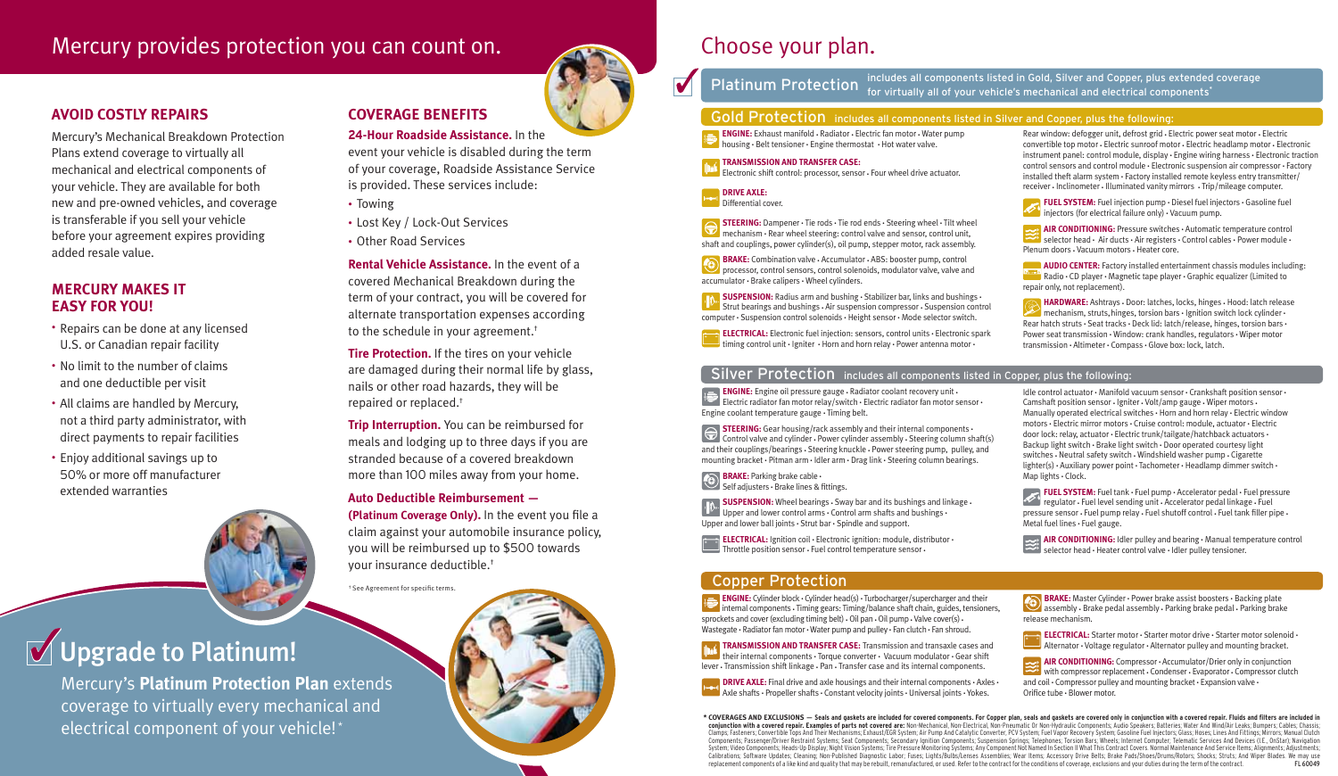# Mercury provides protection you can count on.

## AVOID COSTLY REPAIRS

Mercury's Mechanical Breakdown Protection Plans extend coverage to virtually all mechanical and electrical components of your vehicle. They are available for both new and pre-owned vehicles, and coverage is transferable if you sell your vehicle before your agreement expires providing added resale value.

## MERCURY MAKES IT EASY FOR YOU!

- Repairs can be done at any licensed U.S. or Canadian repair facility
- No limit to the number of claims and one deductible per visit
- All claims are handled by Mercury, not a third party administrator, with direct payments to repair facilities
- Enjoy additional savings up to 50% or more off manufacturer extended warranties

## COVERAGE BENEFITS

**24-Hour Roadside Assistance.** In the event your vehicle is disabled during the term of your coverage, Roadside Assistance Service is provided. These services include:

- Towing
- Lost Key / Lock-Out Services
- Other Road Services

**Rental Vehicle Assistance.** In the event of a covered Mechanical Breakdown during the term of your contract, you will be covered for alternate transportation expenses according to the schedule in your agreement.†

**Tire Protection.** If the tires on your vehicle are damaged during their normal life by glass, nails or other road hazards, they will be repaired or replaced.†

**Trip Interruption.** You can be reimbursed for meals and lodging up to three days if you are stranded because of a covered breakdown more than 100 miles away from your home.

**Auto Deductible Reimbursement — (Platinum Coverage Only).** In the event you file a claim against your automobile insurance policy, you will be reimbursed up to $500 towards your insurance deductible.†

† See Agreement for specific terms.

## ☑ Upgrade to Platinum!

Mercury's **Platinum Protection Plan** extends coverage to virtually every mechanical and electrical component of your vehicle!*

# Choose your plan.

## ☑ Platinum Protection

includes all components listed in Gold, Silver and Copper, plus extended coverage for virtually all of your vehicle's mechanical and electrical components*

## Gold Protection

includes all components listed in Silver and Copper, plus the following:

**ENGINE:** Exhaust manifold • Radiator • Electric fan motor • Water pump housing • Belt tensioner • Engine thermostat • Hot water valve.

**TRANSMISSION AND TRANSFER CASE:** Electronic shift control: processor, sensor • Four wheel drive actuator.

**DRIVE AXLE:** Differential cover.

**STEERING:** Dampener • Tie rods • Tie rod ends • Steering wheel • Tilt wheel mechanism • Rear wheel steering: control valve and sensor, control unit, shaft and couplings, power cylinder(s), oil pump, stepper motor, rack assembly.

**BRAKE:** Combination valve • Accumulator • ABS: booster pump, control processor, control sensors, control solenoids, modulator valve, valve and accumulator • Brake calipers • Wheel cylinders.

**SUSPENSION:** Radius arm and bushing • Stabilizer bar, links and bushings • Strut bearings and bushings • Air suspension compressor • Suspension control computer • Suspension control solenoids • Height sensor • Mode selector switch.

**ELECTRICAL:** Electronic fuel injection: sensors, control units • Electronic spark timing control unit • Igniter • Horn and horn relay • Power antenna motor • Rear window: defogger unit, defrost grid • Electric power seat motor • Electric convertible top motor • Electric sunroof motor • Electric headlamp motor • Electronic instrument panel: control module, display • Engine wiring harness • Electronic traction control sensors and control module • Electronic suspension air compressor • Factory installed theft alarm system • Factory installed remote keyless entry transmitter/receiver • Inclinometer • Illuminated vanity mirrors • Trip/mileage computer.

**FUEL SYSTEM:** Fuel injection pump • Diesel fuel injectors • Gasoline fuel injectors (for electrical failure only) • Vacuum pump.

**AIR CONDITIONING:** Pressure switches • Automatic temperature control selector head • Air ducts • Air registers • Control cables • Power module • Plenum doors • Vacuum motors • Heater core.

**AUDIO CENTER:** Factory installed entertainment chassis modules including: Radio • CD player • Magnetic tape player • Graphic equalizer (Limited to repair only, not replacement).

**HARDWARE:** Ashtrays • Door: latches, locks, hinges • Hood: latch release mechanism, struts, hinges, torsion bars • Ignition switch lock cylinder • Rear hatch struts • Seat tracks • Deck lid: latch/release, hinges, torsion bars • Power seat transmission • Window: crank handles, regulators • Wiper motor transmission • Altimeter • Compass • Glove box: lock, latch.

## Silver Protection

includes all components listed in Copper, plus the following:

**ENGINE:** Engine oil pressure gauge • Radiator coolant recovery unit • Electric radiator fan motor relay/switch • Electric radiator fan motor sensor • Engine coolant temperature gauge • Timing belt.

**STEERING:** Gear housing/rack assembly and their internal components • Control valve and cylinder • Power cylinder assembly • Steering column shaft(s) and their couplings/bearings • Steering knuckle • Power steering pump, pulley, and mounting bracket • Pitman arm • Idler arm • Drag link • Steering column bearings.

**BRAKE:** Parking brake cable • Self adjusters • Brake lines & fittings.

**SUSPENSION:** Wheel bearings • Sway bar and its bushings and linkage • Upper and lower control arms • Control arm shafts and bushings • Upper and lower ball joints • Strut bar • Spindle and support.

**ELECTRICAL:** Ignition coil • Electronic ignition: module, distributor • Throttle position sensor • Fuel control temperature sensor • Idle control actuator • Manifold vacuum sensor • Crankshaft position sensor • Camshaft position sensor • Igniter • Volt/amp gauge • Wiper motors • Manually operated electrical switches • Horn and horn relay • Electric window motors • Electric mirror motors • Cruise control: module, actuator • Electric door lock: relay, actuator • Electric trunk/tailgate/hatchback actuators • Backup light switch • Brake light switch • Door operated courtesy light switches • Neutral safety switch • Windshield washer pump • Cigarette lighter(s) • Auxiliary power point • Tachometer • Headlamp dimmer switch • Map lights • Clock.

**FUEL SYSTEM:** Fuel tank • Fuel pump • Accelerator pedal • Fuel pressure regulator • Fuel level sending unit • Accelerator pedal linkage • Fuel pressure sensor • Fuel pump relay • Fuel shutoff control • Fuel tank filler pipe • Metal fuel lines • Fuel gauge.

**AIR CONDITIONING:** Idler pulley and bearing • Manual temperature control selector head • Heater control valve • Idler pulley tensioner.

## Copper Protection

**ENGINE:** Cylinder block • Cylinder head(s) • Turbocharger/supercharger and their internal components • Timing gears: Timing/balance shaft chain, guides, tensioners, sprockets and cover (excluding timing belt) • Oil pan • Oil pump • Valve cover(s) • Wastegate • Radiator fan motor • Water pump and pulley • Fan clutch • Fan shroud.

**TRANSMISSION AND TRANSFER CASE:** Transmission and transaxle cases and their internal components • Torque converter • Vacuum modulator • Gear shift lever • Transmission shift linkage • Pan • Transfer case and its internal components.

**DRIVE AXLE:** Final drive and axle housings and their internal components • Axles • Axle shafts • Propeller shafts • Constant velocity joints • Universal joints • Yokes.

**BRAKE:** Master Cylinder • Power brake assist boosters • Backing plate assembly • Brake pedal assembly • Parking brake pedal • Parking brake release mechanism.

**ELECTRICAL:** Starter motor • Starter motor drive • Starter motor solenoid • Alternator • Voltage regulator • Alternator pulley and mounting bracket.

**AIR CONDITIONING:** Compressor • Accumulator/Drier only in conjunction with compressor replacement • Condenser • Evaporator • Compressor clutch and coil • Compressor pulley and mounting bracket • Expansion valve • Orifice tube • Blower motor.

\* **COVERAGES AND EXCLUSIONS — Seals and gaskets are included for covered components. For Copper plan, seals and gaskets are covered only in conjunction with a covered repair. Fluids and filters are included in conjunction with a covered repair. Examples of parts not covered are:** Non-Mechanical, Non-Electrical, Non-Pneumatic Or Non-Hydraulic Components; Audio Speakers; Batteries; Water And Wind/Air Leaks; Bumpers; Cables; Chassis; Clamps; Fasteners; Convertible Tops And Their Mechanisms; Exhaust/EGR System; Air Pump And Catalytic Converter, PCV System; Fuel Vapor Recovery System; Gasoline Fuel Injectors; Glass; Hoses; Lines And Fittings; Mirrors; Manual Clutch Components; Passenger/Driver Restraint Systems; Seat Components; Secondary Ignition Components; Suspension Springs; Telephones; Torsion Bars; Wheels; Internet Computer; Telematic Services And Devices (I.E., OnStar); Navigation System; Video Components; Heads-Up Display; Night Vision Systems; Tire Pressure Monitoring Systems; Any Component Not Named In Section II What This Contract Covers. Normal Maintenance And Service Items; Alignments; Adjustments; Calibrations; Software Updates; Cleaning; Non-Published Diagnostic Labor; Fuses; Lights/Bulbs/Lenses Assemblies; Wear Items; Accessory Drive Belts; Brake Pads/Shoes/Drums/Rotors; Shocks; Struts; And Wiper Blades. We may use replacement components of a like kind and quality that may be rebuilt, remanufactured, or used. Refer to the contract for the conditions of coverage, exclusions and your duties during the term of the contract.

FL60049